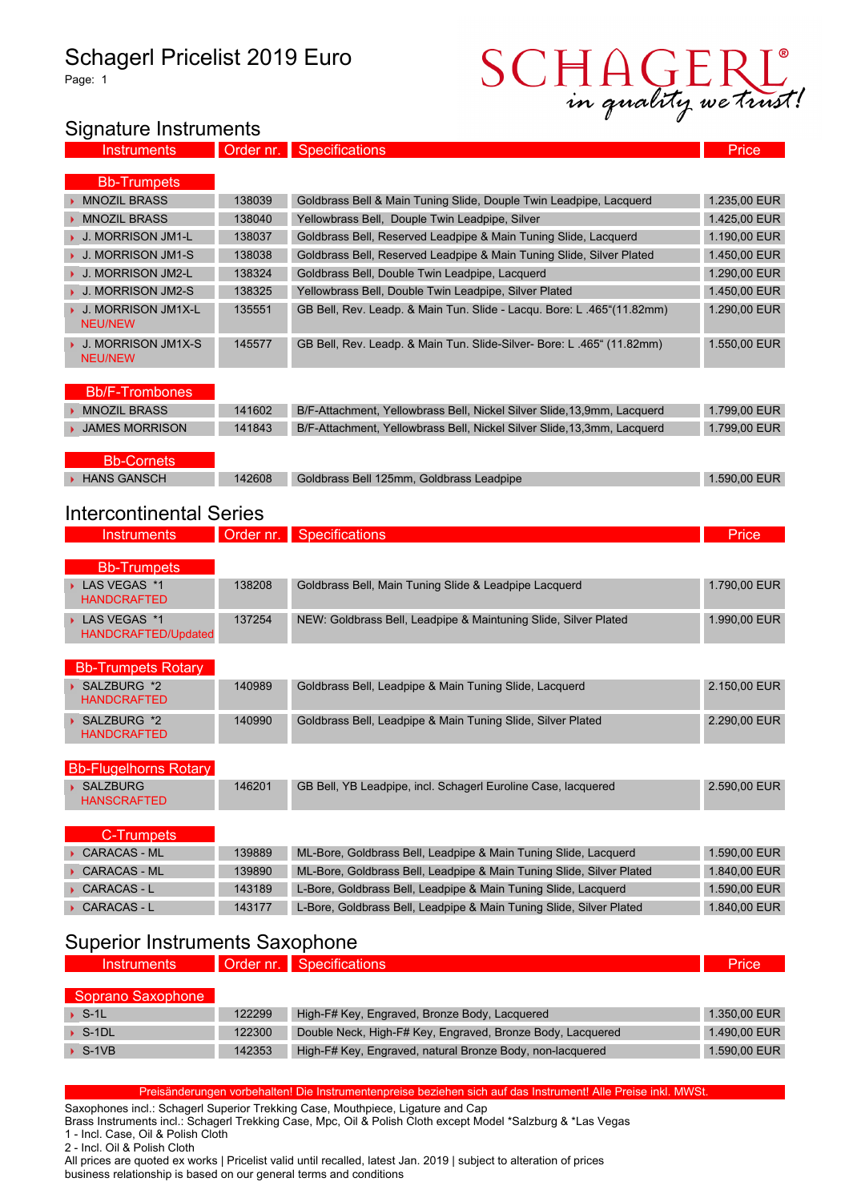# Schagerl Pricelist 2019 Euro

Page: 1

SCHAGERL® in quality we trust!

## Signature Instruments

| Instruments | Order nr. | Specifications | Price |
|---|---|---|---|
| **Bb-Trumpets** | | | |
| MNOZIL BRASS | 138039 | Goldbrass Bell & Main Tuning Slide, Douple Twin Leadpipe, Lacquerd | 1.235,00 EUR |
| MNOZIL BRASS | 138040 | Yellowbrass Bell, Douple Twin Leadpipe, Silver | 1.425,00 EUR |
| J. MORRISON JM1-L | 138037 | Goldbrass Bell, Reserved Leadpipe & Main Tuning Slide, Lacquerd | 1.190,00 EUR |
| J. MORRISON JM1-S | 138038 | Goldbrass Bell, Reserved Leadpipe & Main Tuning Slide, Silver Plated | 1.450,00 EUR |
| J. MORRISON JM2-L | 138324 | Goldbrass Bell, Double Twin Leadpipe, Lacquerd | 1.290,00 EUR |
| J. MORRISON JM2-S | 138325 | Yellowbrass Bell, Double Twin Leadpipe, Silver Plated | 1.450,00 EUR |
| J. MORRISON JM1X-L NEU/NEW | 135551 | GB Bell, Rev. Leadp. & Main Tun. Slide - Lacqu. Bore: L .465"(11.82mm) | 1.290,00 EUR |
| J. MORRISON JM1X-S NEU/NEW | 145577 | GB Bell, Rev. Leadp. & Main Tun. Slide-Silver- Bore: L .465" (11.82mm) | 1.550,00 EUR |
| **Bb/F-Trombones** | | | |
| MNOZIL BRASS | 141602 | B/F-Attachment, Yellowbrass Bell, Nickel Silver Slide,13,9mm, Lacquerd | 1.799,00 EUR |
| JAMES MORRISON | 141843 | B/F-Attachment, Yellowbrass Bell, Nickel Silver Slide,13,3mm, Lacquerd | 1.799,00 EUR |
| **Bb-Cornets** | | | |
| HANS GANSCH | 142608 | Goldbrass Bell 125mm, Goldbrass Leadpipe | 1.590,00 EUR |

## Intercontinental Series

| Instruments | Order nr. | Specifications | Price |
|---|---|---|---|
| **Bb-Trumpets** | | | |
| LAS VEGAS *1 HANDCRAFTED | 138208 | Goldbrass Bell, Main Tuning Slide & Leadpipe Lacquerd | 1.790,00 EUR |
| LAS VEGAS *1 HANDCRAFTED/Updated | 137254 | NEW: Goldbrass Bell, Leadpipe & Maintuning Slide, Silver Plated | 1.990,00 EUR |
| **Bb-Trumpets Rotary** | | | |
| SALZBURG *2 HANDCRAFTED | 140989 | Goldbrass Bell, Leadpipe & Main Tuning Slide, Lacquerd | 2.150,00 EUR |
| SALZBURG *2 HANDCRAFTED | 140990 | Goldbrass Bell, Leadpipe & Main Tuning Slide, Silver Plated | 2.290,00 EUR |
| **Bb-Flugelhorns Rotary** | | | |
| SALZBURG HANSCRAFTED | 146201 | GB Bell, YB Leadpipe, incl. Schagerl Euroline Case, lacquered | 2.590,00 EUR |
| **C-Trumpets** | | | |
| CARACAS - ML | 139889 | ML-Bore, Goldbrass Bell, Leadpipe & Main Tuning Slide, Lacquerd | 1.590,00 EUR |
| CARACAS - ML | 139890 | ML-Bore, Goldbrass Bell, Leadpipe & Main Tuning Slide, Silver Plated | 1.840,00 EUR |
| CARACAS - L | 143189 | L-Bore, Goldbrass Bell, Leadpipe & Main Tuning Slide, Lacquerd | 1.590,00 EUR |
| CARACAS - L | 143177 | L-Bore, Goldbrass Bell, Leadpipe & Main Tuning Slide, Silver Plated | 1.840,00 EUR |

## Superior Instruments Saxophone

| Instruments | Order nr. | Specifications | Price |
|---|---|---|---|
| **Soprano Saxophone** | | | |
| S-1L | 122299 | High-F# Key, Engraved, Bronze Body, Lacquered | 1.350,00 EUR |
| S-1DL | 122300 | Double Neck, High-F# Key, Engraved, Bronze Body, Lacquered | 1.490,00 EUR |
| S-1VB | 142353 | High-F# Key, Engraved, natural Bronze Body, non-lacquered | 1.590,00 EUR |

Preisänderungen vorbehalten! Die Instrumentenpreise beziehen sich auf das Instrument! Alle Preise inkl. MWSt.

Saxophones incl.: Schagerl Superior Trekking Case, Mouthpiece, Ligature and Cap
Brass Instruments incl.: Schagerl Trekking Case, Mpc, Oil & Polish Cloth except Model *Salzburg & *Las Vegas
1 - Incl. Case, Oil & Polish Cloth
2 - Incl. Oil & Polish Cloth
All prices are quoted ex works | Pricelist valid until recalled, latest Jan. 2019 | subject to alteration of prices
business relationship is based on our general terms and conditions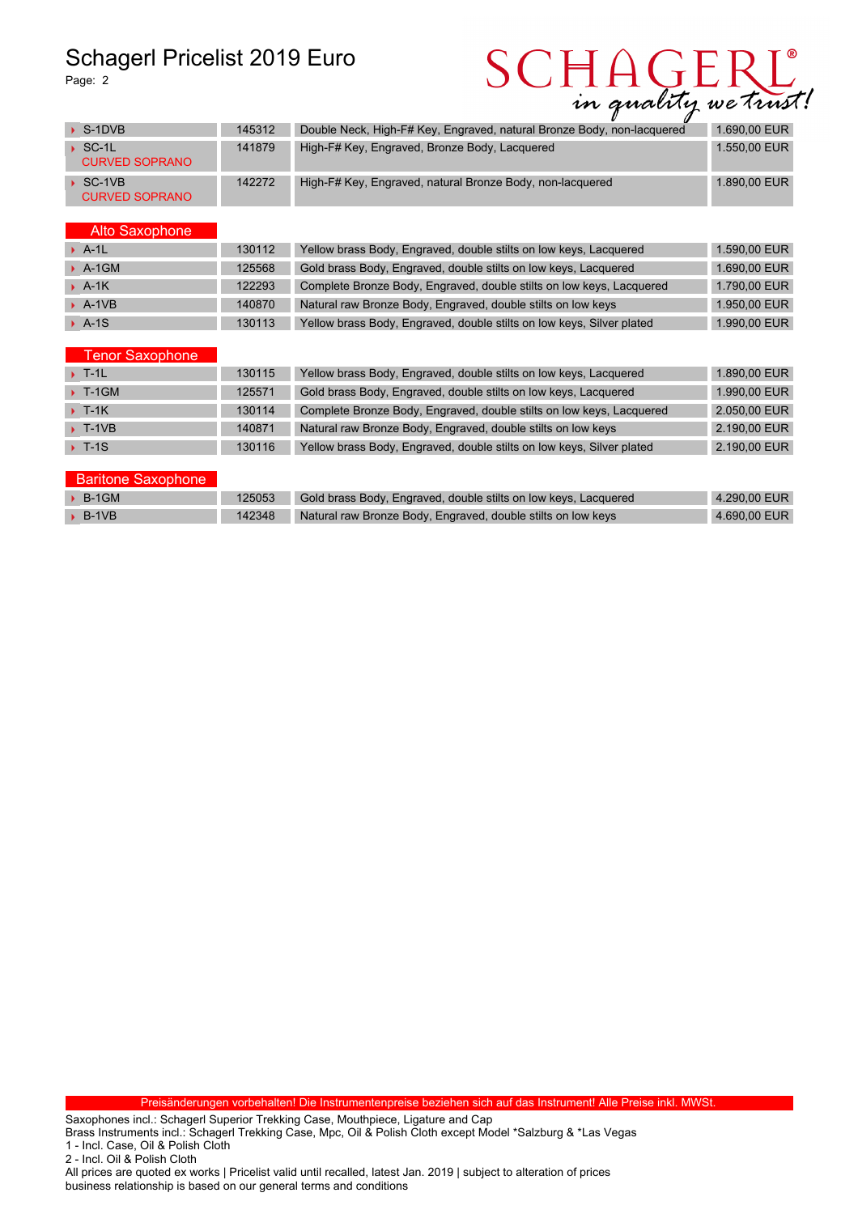# Schagerl Pricelist 2019 Euro

SCHAGERL®
*in quality we trust!*

| | | | |
|---|---|---|---|
| S-1DVB | 145312 | Double Neck, High-F# Key, Engraved, natural Bronze Body, non-lacquered | 1.690,00 EUR |
| SC-1L CURVED SOPRANO | 141879 | High-F# Key, Engraved, Bronze Body, Lacquered | 1.550,00 EUR |
| SC-1VB CURVED SOPRANO | 142272 | High-F# Key, Engraved, natural Bronze Body, non-lacquered | 1.890,00 EUR |

## Alto Saxophone

| | | | |
|---|---|---|---|
| A-1L | 130112 | Yellow brass Body, Engraved, double stilts on low keys, Lacquered | 1.590,00 EUR |
| A-1GM | 125568 | Gold brass Body, Engraved, double stilts on low keys, Lacquered | 1.690,00 EUR |
| A-1K | 122293 | Complete Bronze Body, Engraved, double stilts on low keys, Lacquered | 1.790,00 EUR |
| A-1VB | 140870 | Natural raw Bronze Body, Engraved, double stilts on low keys | 1.950,00 EUR |
| A-1S | 130113 | Yellow brass Body, Engraved, double stilts on low keys, Silver plated | 1.990,00 EUR |

## Tenor Saxophone

| | | | |
|---|---|---|---|
| T-1L | 130115 | Yellow brass Body, Engraved, double stilts on low keys, Lacquered | 1.890,00 EUR |
| T-1GM | 125571 | Gold brass Body, Engraved, double stilts on low keys, Lacquered | 1.990,00 EUR |
| T-1K | 130114 | Complete Bronze Body, Engraved, double stilts on low keys, Lacquered | 2.050,00 EUR |
| T-1VB | 140871 | Natural raw Bronze Body, Engraved, double stilts on low keys | 2.190,00 EUR |
| T-1S | 130116 | Yellow brass Body, Engraved, double stilts on low keys, Silver plated | 2.190,00 EUR |

## Baritone Saxophone

| | | | |
|---|---|---|---|
| B-1GM | 125053 | Gold brass Body, Engraved, double stilts on low keys, Lacquered | 4.290,00 EUR |
| B-1VB | 142348 | Natural raw Bronze Body, Engraved, double stilts on low keys | 4.690,00 EUR |

Preisänderungen vorbehalten! Die Instrumentenpreise beziehen sich auf das Instrument! Alle Preise inkl. MWSt.

Saxophones incl.: Schagerl Superior Trekking Case, Mouthpiece, Ligature and Cap
Brass Instruments incl.: Schagerl Trekking Case, Mpc, Oil & Polish Cloth except Model *Salzburg & *Las Vegas
1 - Incl. Case, Oil & Polish Cloth
2 - Incl. Oil & Polish Cloth
All prices are quoted ex works | Pricelist valid until recalled, latest Jan. 2019 | subject to alteration of prices
business relationship is based on our general terms and conditions